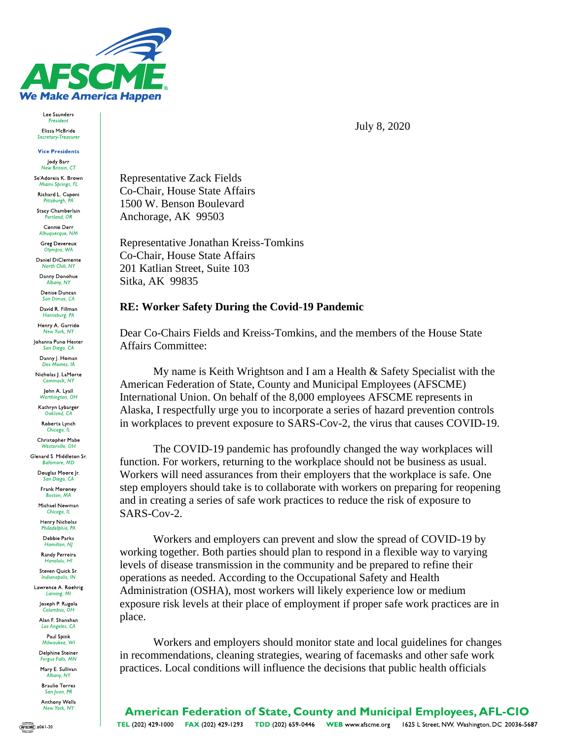# AFSCME

**We Make America Happen**

Lee Saunders
*President*

Elissa McBride
*Secretary-Treasurer*

**Vice Presidents**

Jody Barr
*New Britain, CT*

Se'Adoreia K. Brown
*Miami Springs, FL*

Richard L. Caponi
*Pittsburgh, PA*

Stacy Chamberlain
*Portland, OR*

Connie Derr
*Albuquerque, NM*

Greg Devereux
*Olympia, WA*

Daniel DiClemente
*North Chili, NY*

Danny Donohue
*Albany, NY*

Denise Duncan
*San Dimas, CA*

David R. Fillman
*Harrisburg, PA*

Henry A. Garrido
*New York, NY*

Johanna Puno Hester
*San Diego, CA*

Danny J. Homan
*Des Moines, IA*

Nicholas J. LaMorte
*Commack, NY*

John A. Lyall
*Worthington, OH*

Kathryn Lybarger
*Oakland, CA*

Roberta Lynch
*Chicago, IL*

Christopher Mabe
*Westerville, OH*

Glenard S. Middleton Sr.
*Baltimore, MD*

Douglas Moore Jr.
*San Diego, CA*

Frank Moroney
*Boston, MA*

Michael Newman
*Chicago, IL*

Henry Nicholas
*Philadelphia, PA*

Debbie Parks
*Hamilton, NJ*

Randy Perreira
*Honolulu, HI*

Steven Quick Sr.
*Indianapolis, IN*

Lawrence A. Roehrig
*Lansing, MI*

Joseph P. Rugola
*Columbus, OH*

Alan F. Shanahan
*Los Angeles, CA*

Paul Spink
*Milwaukee, WI*

Delphine Steiner
*Fergus Falls, MN*

Mary E. Sullivan
*Albany, NY*

Braulio Torres
*San Juan, PR*

Anthony Wells
*New York, NY*

July 8, 2020

Representative Zack Fields
Co-Chair, House State Affairs
1500 W. Benson Boulevard
Anchorage, AK 99503

Representative Jonathan Kreiss-Tomkins
Co-Chair, House State Affairs
201 Katlian Street, Suite 103
Sitka, AK 99835

**RE: Worker Safety During the Covid-19 Pandemic**

Dear Co-Chairs Fields and Kreiss-Tomkins, and the members of the House State Affairs Committee:

My name is Keith Wrightson and I am a Health & Safety Specialist with the American Federation of State, County and Municipal Employees (AFSCME) International Union. On behalf of the 8,000 employees AFSCME represents in Alaska, I respectfully urge you to incorporate a series of hazard prevention controls in workplaces to prevent exposure to SARS-Cov-2, the virus that causes COVID-19.

The COVID-19 pandemic has profoundly changed the way workplaces will function. For workers, returning to the workplace should not be business as usual. Workers will need assurances from their employers that the workplace is safe. One step employers should take is to collaborate with workers on preparing for reopening and in creating a series of safe work practices to reduce the risk of exposure to SARS-Cov-2.

Workers and employers can prevent and slow the spread of COVID-19 by working together. Both parties should plan to respond in a flexible way to varying levels of disease transmission in the community and be prepared to refine their operations as needed. According to the Occupational Safety and Health Administration (OSHA), most workers will likely experience low or medium exposure risk levels at their place of employment if proper safe work practices are in place.

Workers and employers should monitor state and local guidelines for changes in recommendations, cleaning strategies, wearing of facemasks and other safe work practices. Local conditions will influence the decisions that public health officials

**American Federation of State, County and Municipal Employees, AFL-CIO**

TEL (202) 429-1000 FAX (202) 429-1293 TDD (202) 659-0446 WEB www.afscme.org 1625 L Street, NW, Washington, DC 20036-5687

#061-20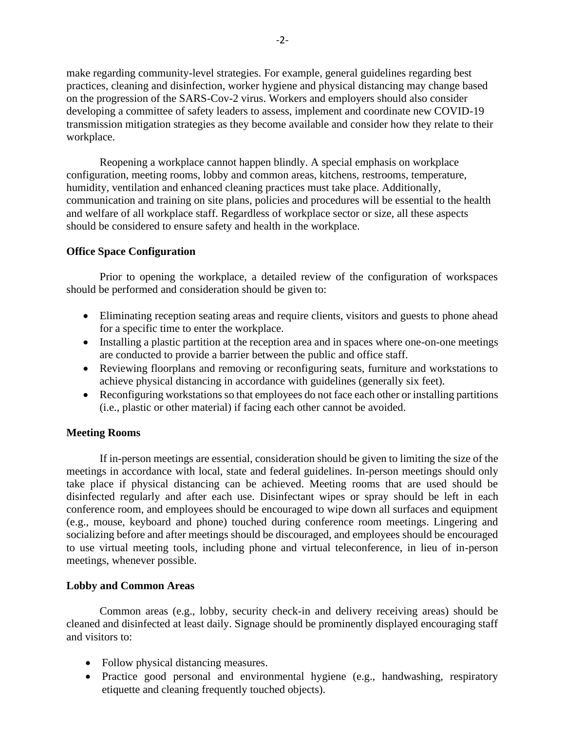make regarding community-level strategies. For example, general guidelines regarding best practices, cleaning and disinfection, worker hygiene and physical distancing may change based on the progression of the SARS-Cov-2 virus. Workers and employers should also consider developing a committee of safety leaders to assess, implement and coordinate new COVID-19 transmission mitigation strategies as they become available and consider how they relate to their workplace.

Reopening a workplace cannot happen blindly. A special emphasis on workplace configuration, meeting rooms, lobby and common areas, kitchens, restrooms, temperature, humidity, ventilation and enhanced cleaning practices must take place. Additionally, communication and training on site plans, policies and procedures will be essential to the health and welfare of all workplace staff. Regardless of workplace sector or size, all these aspects should be considered to ensure safety and health in the workplace.

**Office Space Configuration**

Prior to opening the workplace, a detailed review of the configuration of workspaces should be performed and consideration should be given to:

- Eliminating reception seating areas and require clients, visitors and guests to phone ahead for a specific time to enter the workplace.
- Installing a plastic partition at the reception area and in spaces where one-on-one meetings are conducted to provide a barrier between the public and office staff.
- Reviewing floorplans and removing or reconfiguring seats, furniture and workstations to achieve physical distancing in accordance with guidelines (generally six feet).
- Reconfiguring workstations so that employees do not face each other or installing partitions (i.e., plastic or other material) if facing each other cannot be avoided.

**Meeting Rooms**

If in-person meetings are essential, consideration should be given to limiting the size of the meetings in accordance with local, state and federal guidelines. In-person meetings should only take place if physical distancing can be achieved. Meeting rooms that are used should be disinfected regularly and after each use. Disinfectant wipes or spray should be left in each conference room, and employees should be encouraged to wipe down all surfaces and equipment (e.g., mouse, keyboard and phone) touched during conference room meetings. Lingering and socializing before and after meetings should be discouraged, and employees should be encouraged to use virtual meeting tools, including phone and virtual teleconference, in lieu of in-person meetings, whenever possible.

**Lobby and Common Areas**

Common areas (e.g., lobby, security check-in and delivery receiving areas) should be cleaned and disinfected at least daily. Signage should be prominently displayed encouraging staff and visitors to:

- Follow physical distancing measures.
- Practice good personal and environmental hygiene (e.g., handwashing, respiratory etiquette and cleaning frequently touched objects).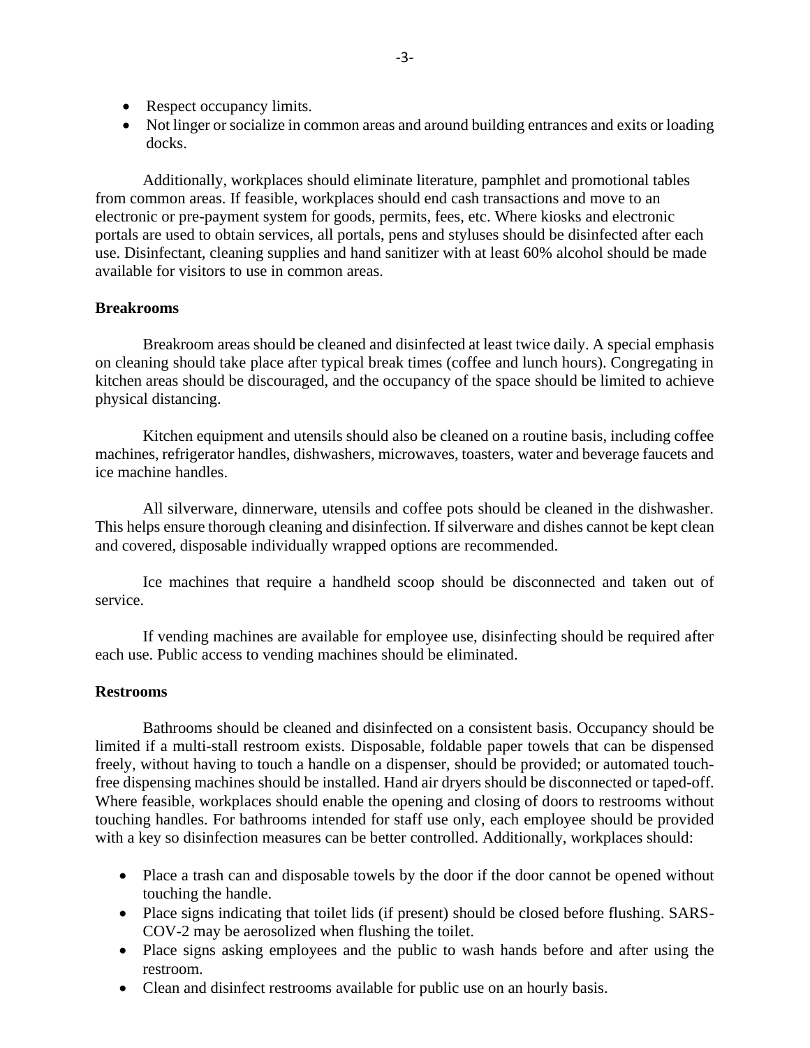- Respect occupancy limits.
- Not linger or socialize in common areas and around building entrances and exits or loading docks.

Additionally, workplaces should eliminate literature, pamphlet and promotional tables from common areas. If feasible, workplaces should end cash transactions and move to an electronic or pre-payment system for goods, permits, fees, etc. Where kiosks and electronic portals are used to obtain services, all portals, pens and styluses should be disinfected after each use. Disinfectant, cleaning supplies and hand sanitizer with at least 60% alcohol should be made available for visitors to use in common areas.

**Breakrooms**

Breakroom areas should be cleaned and disinfected at least twice daily. A special emphasis on cleaning should take place after typical break times (coffee and lunch hours). Congregating in kitchen areas should be discouraged, and the occupancy of the space should be limited to achieve physical distancing.

Kitchen equipment and utensils should also be cleaned on a routine basis, including coffee machines, refrigerator handles, dishwashers, microwaves, toasters, water and beverage faucets and ice machine handles.

All silverware, dinnerware, utensils and coffee pots should be cleaned in the dishwasher. This helps ensure thorough cleaning and disinfection. If silverware and dishes cannot be kept clean and covered, disposable individually wrapped options are recommended.

Ice machines that require a handheld scoop should be disconnected and taken out of service.

If vending machines are available for employee use, disinfecting should be required after each use. Public access to vending machines should be eliminated.

**Restrooms**

Bathrooms should be cleaned and disinfected on a consistent basis. Occupancy should be limited if a multi-stall restroom exists. Disposable, foldable paper towels that can be dispensed freely, without having to touch a handle on a dispenser, should be provided; or automated touch-free dispensing machines should be installed. Hand air dryers should be disconnected or taped-off. Where feasible, workplaces should enable the opening and closing of doors to restrooms without touching handles. For bathrooms intended for staff use only, each employee should be provided with a key so disinfection measures can be better controlled. Additionally, workplaces should:

- Place a trash can and disposable towels by the door if the door cannot be opened without touching the handle.
- Place signs indicating that toilet lids (if present) should be closed before flushing. SARS-COV-2 may be aerosolized when flushing the toilet.
- Place signs asking employees and the public to wash hands before and after using the restroom.
- Clean and disinfect restrooms available for public use on an hourly basis.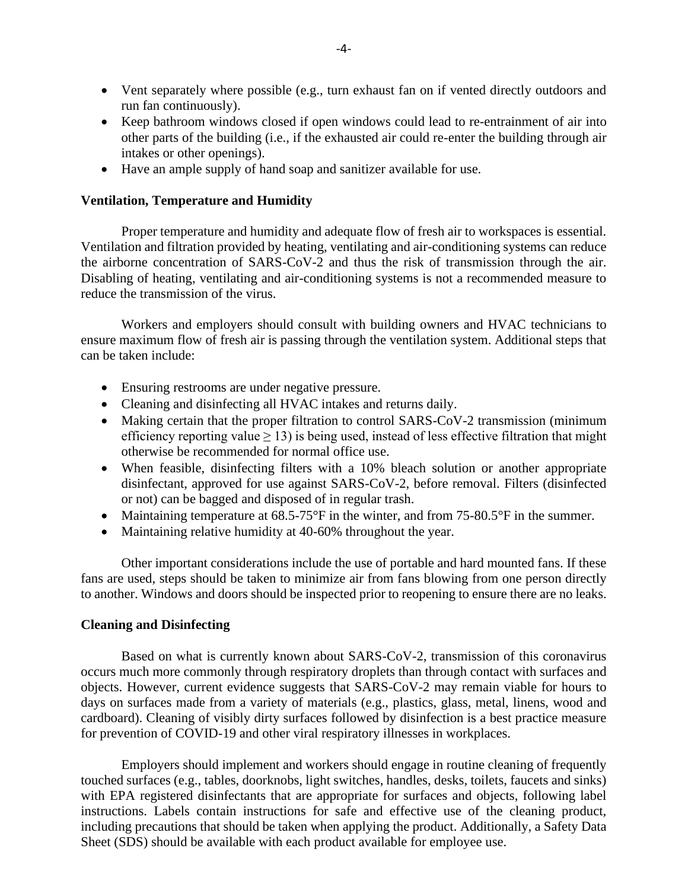- Vent separately where possible (e.g., turn exhaust fan on if vented directly outdoors and run fan continuously).
- Keep bathroom windows closed if open windows could lead to re-entrainment of air into other parts of the building (i.e., if the exhausted air could re-enter the building through air intakes or other openings).
- Have an ample supply of hand soap and sanitizer available for use.

**Ventilation, Temperature and Humidity**

Proper temperature and humidity and adequate flow of fresh air to workspaces is essential. Ventilation and filtration provided by heating, ventilating and air-conditioning systems can reduce the airborne concentration of SARS-CoV-2 and thus the risk of transmission through the air. Disabling of heating, ventilating and air-conditioning systems is not a recommended measure to reduce the transmission of the virus.

Workers and employers should consult with building owners and HVAC technicians to ensure maximum flow of fresh air is passing through the ventilation system. Additional steps that can be taken include:

- Ensuring restrooms are under negative pressure.
- Cleaning and disinfecting all HVAC intakes and returns daily.
- Making certain that the proper filtration to control SARS-CoV-2 transmission (minimum efficiency reporting value $\geq 13$) is being used, instead of less effective filtration that might otherwise be recommended for normal office use.
- When feasible, disinfecting filters with a 10% bleach solution or another appropriate disinfectant, approved for use against SARS-CoV-2, before removal. Filters (disinfected or not) can be bagged and disposed of in regular trash.
- Maintaining temperature at 68.5-75°F in the winter, and from 75-80.5°F in the summer.
- Maintaining relative humidity at 40-60% throughout the year.

Other important considerations include the use of portable and hard mounted fans. If these fans are used, steps should be taken to minimize air from fans blowing from one person directly to another. Windows and doors should be inspected prior to reopening to ensure there are no leaks.

**Cleaning and Disinfecting**

Based on what is currently known about SARS-CoV-2, transmission of this coronavirus occurs much more commonly through respiratory droplets than through contact with surfaces and objects. However, current evidence suggests that SARS-CoV-2 may remain viable for hours to days on surfaces made from a variety of materials (e.g., plastics, glass, metal, linens, wood and cardboard). Cleaning of visibly dirty surfaces followed by disinfection is a best practice measure for prevention of COVID-19 and other viral respiratory illnesses in workplaces.

Employers should implement and workers should engage in routine cleaning of frequently touched surfaces (e.g., tables, doorknobs, light switches, handles, desks, toilets, faucets and sinks) with EPA registered disinfectants that are appropriate for surfaces and objects, following label instructions. Labels contain instructions for safe and effective use of the cleaning product, including precautions that should be taken when applying the product. Additionally, a Safety Data Sheet (SDS) should be available with each product available for employee use.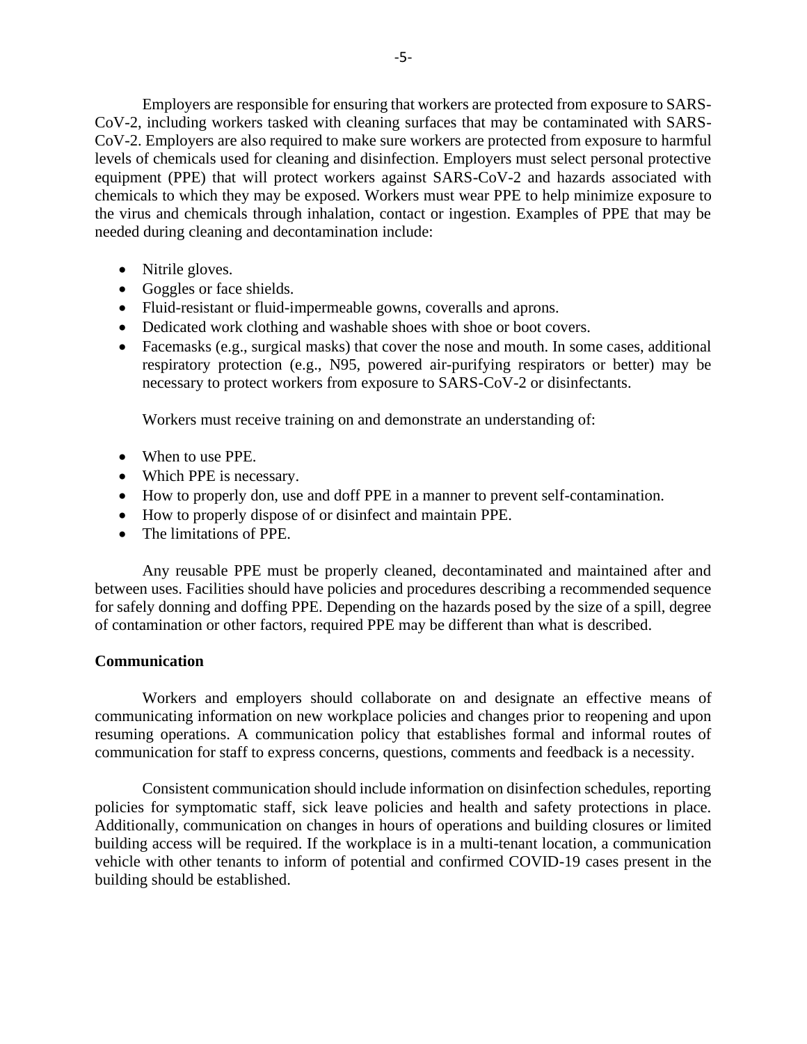Employers are responsible for ensuring that workers are protected from exposure to SARS-CoV-2, including workers tasked with cleaning surfaces that may be contaminated with SARS-CoV-2. Employers are also required to make sure workers are protected from exposure to harmful levels of chemicals used for cleaning and disinfection. Employers must select personal protective equipment (PPE) that will protect workers against SARS-CoV-2 and hazards associated with chemicals to which they may be exposed. Workers must wear PPE to help minimize exposure to the virus and chemicals through inhalation, contact or ingestion. Examples of PPE that may be needed during cleaning and decontamination include:

- Nitrile gloves.
- Goggles or face shields.
- Fluid-resistant or fluid-impermeable gowns, coveralls and aprons.
- Dedicated work clothing and washable shoes with shoe or boot covers.
- Facemasks (e.g., surgical masks) that cover the nose and mouth. In some cases, additional respiratory protection (e.g., N95, powered air-purifying respirators or better) may be necessary to protect workers from exposure to SARS-CoV-2 or disinfectants.

Workers must receive training on and demonstrate an understanding of:

- When to use PPE.
- Which PPE is necessary.
- How to properly don, use and doff PPE in a manner to prevent self-contamination.
- How to properly dispose of or disinfect and maintain PPE.
- The limitations of PPE.

Any reusable PPE must be properly cleaned, decontaminated and maintained after and between uses. Facilities should have policies and procedures describing a recommended sequence for safely donning and doffing PPE. Depending on the hazards posed by the size of a spill, degree of contamination or other factors, required PPE may be different than what is described.

**Communication**

Workers and employers should collaborate on and designate an effective means of communicating information on new workplace policies and changes prior to reopening and upon resuming operations. A communication policy that establishes formal and informal routes of communication for staff to express concerns, questions, comments and feedback is a necessity.

Consistent communication should include information on disinfection schedules, reporting policies for symptomatic staff, sick leave policies and health and safety protections in place. Additionally, communication on changes in hours of operations and building closures or limited building access will be required. If the workplace is in a multi-tenant location, a communication vehicle with other tenants to inform of potential and confirmed COVID-19 cases present in the building should be established.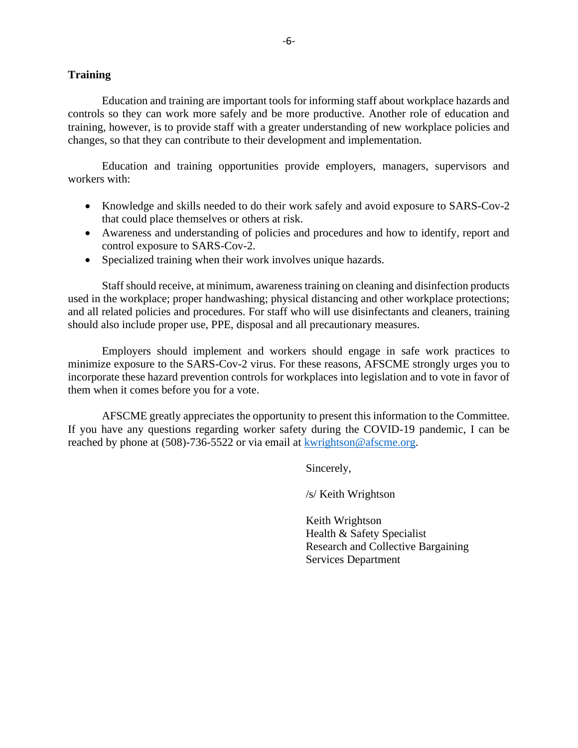**Training**

Education and training are important tools for informing staff about workplace hazards and controls so they can work more safely and be more productive. Another role of education and training, however, is to provide staff with a greater understanding of new workplace policies and changes, so that they can contribute to their development and implementation.

Education and training opportunities provide employers, managers, supervisors and workers with:

- Knowledge and skills needed to do their work safely and avoid exposure to SARS-Cov-2 that could place themselves or others at risk.
- Awareness and understanding of policies and procedures and how to identify, report and control exposure to SARS-Cov-2.
- Specialized training when their work involves unique hazards.

Staff should receive, at minimum, awareness training on cleaning and disinfection products used in the workplace; proper handwashing; physical distancing and other workplace protections; and all related policies and procedures. For staff who will use disinfectants and cleaners, training should also include proper use, PPE, disposal and all precautionary measures.

Employers should implement and workers should engage in safe work practices to minimize exposure to the SARS-Cov-2 virus. For these reasons, AFSCME strongly urges you to incorporate these hazard prevention controls for workplaces into legislation and to vote in favor of them when it comes before you for a vote.

AFSCME greatly appreciates the opportunity to present this information to the Committee. If you have any questions regarding worker safety during the COVID-19 pandemic, I can be reached by phone at (508)-736-5522 or via email at kwrightson@afscme.org.

Sincerely,

/s/ Keith Wrightson

Keith Wrightson
Health & Safety Specialist
Research and Collective Bargaining
Services Department